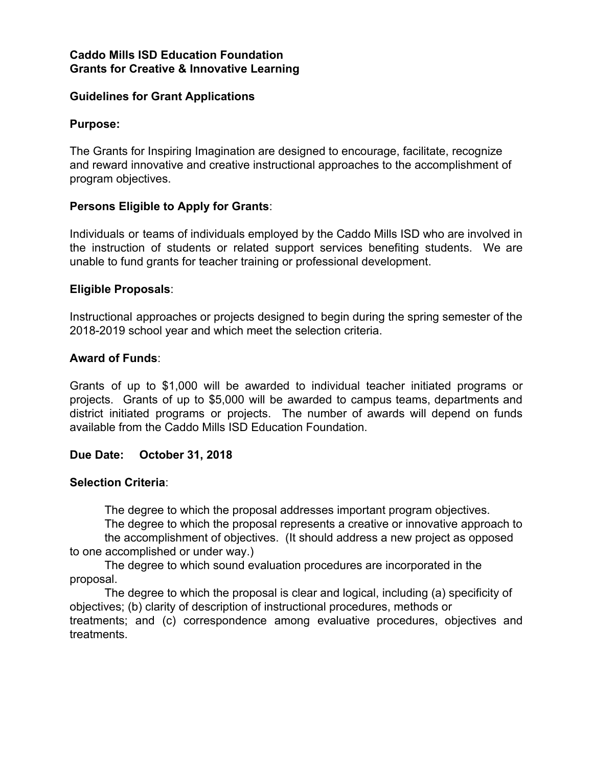**Caddo Mills ISD Education Foundation**
**Grants for Creative & Innovative Learning**

**Guidelines for Grant Applications**

**Purpose:**

The Grants for Inspiring Imagination are designed to encourage, facilitate, recognize and reward innovative and creative instructional approaches to the accomplishment of program objectives.

**Persons Eligible to Apply for Grants**:

Individuals or teams of individuals employed by the Caddo Mills ISD who are involved in the instruction of students or related support services benefiting students. We are unable to fund grants for teacher training or professional development.

**Eligible Proposals**:

Instructional approaches or projects designed to begin during the spring semester of the 2018-2019 school year and which meet the selection criteria.

**Award of Funds**:

Grants of up to $1,000 will be awarded to individual teacher initiated programs or projects. Grants of up to $5,000 will be awarded to campus teams, departments and district initiated programs or projects. The number of awards will depend on funds available from the Caddo Mills ISD Education Foundation.

**Due Date: October 31, 2018**

**Selection Criteria**:

The degree to which the proposal addresses important program objectives.

The degree to which the proposal represents a creative or innovative approach to the accomplishment of objectives. (It should address a new project as opposed to one accomplished or under way.)

The degree to which sound evaluation procedures are incorporated in the proposal.

The degree to which the proposal is clear and logical, including (a) specificity of objectives; (b) clarity of description of instructional procedures, methods or treatments; and (c) correspondence among evaluative procedures, objectives and treatments.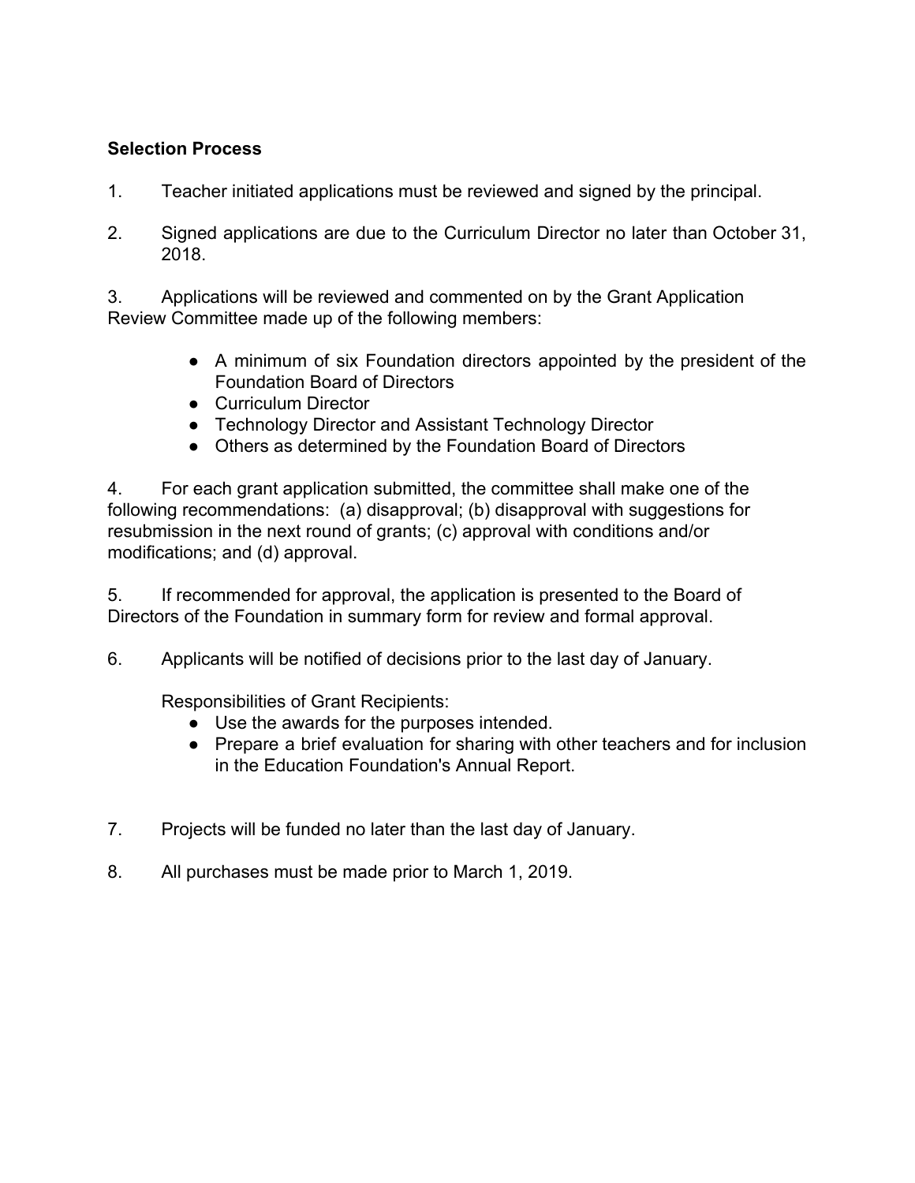**Selection Process**

1. Teacher initiated applications must be reviewed and signed by the principal.

2. Signed applications are due to the Curriculum Director no later than October 31, 2018.

3. Applications will be reviewed and commented on by the Grant Application Review Committee made up of the following members:

   - A minimum of six Foundation directors appointed by the president of the Foundation Board of Directors
   - Curriculum Director
   - Technology Director and Assistant Technology Director
   - Others as determined by the Foundation Board of Directors

4. For each grant application submitted, the committee shall make one of the following recommendations: (a) disapproval; (b) disapproval with suggestions for resubmission in the next round of grants; (c) approval with conditions and/or modifications; and (d) approval.

5. If recommended for approval, the application is presented to the Board of Directors of the Foundation in summary form for review and formal approval.

6. Applicants will be notified of decisions prior to the last day of January.

   Responsibilities of Grant Recipients:
   - Use the awards for the purposes intended.
   - Prepare a brief evaluation for sharing with other teachers and for inclusion in the Education Foundation's Annual Report.

7. Projects will be funded no later than the last day of January.

8. All purchases must be made prior to March 1, 2019.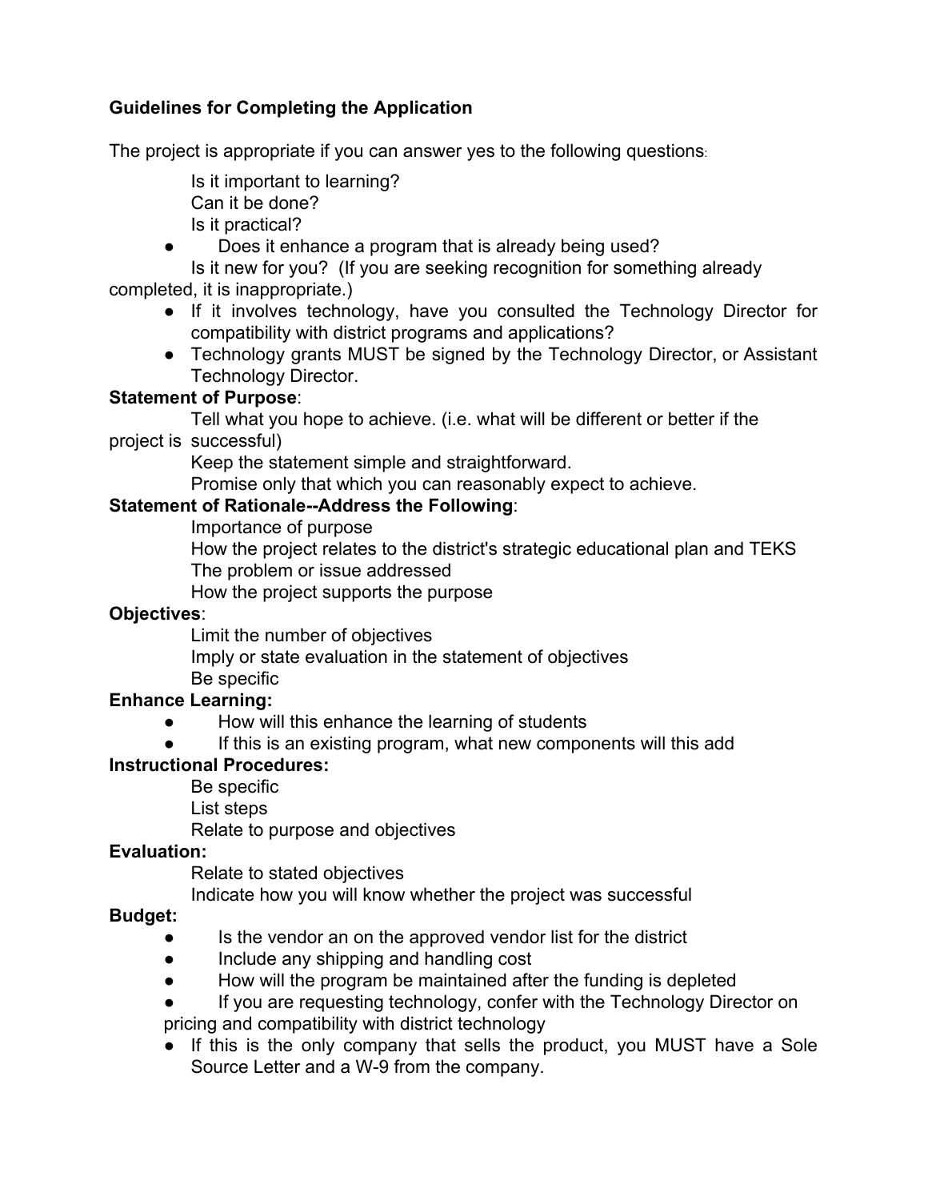**Guidelines for Completing the Application**

The project is appropriate if you can answer yes to the following questions:

Is it important to learning?
Can it be done?
Is it practical?

- Does it enhance a program that is already being used?

Is it new for you? (If you are seeking recognition for something already completed, it is inappropriate.)

- If it involves technology, have you consulted the Technology Director for compatibility with district programs and applications?
- Technology grants MUST be signed by the Technology Director, or Assistant Technology Director.

**Statement of Purpose**:

Tell what you hope to achieve. (i.e. what will be different or better if the project is successful)
Keep the statement simple and straightforward.
Promise only that which you can reasonably expect to achieve.

**Statement of Rationale--Address the Following**:

Importance of purpose
How the project relates to the district's strategic educational plan and TEKS
The problem or issue addressed
How the project supports the purpose

**Objectives**:

Limit the number of objectives
Imply or state evaluation in the statement of objectives
Be specific

**Enhance Learning:**

- How will this enhance the learning of students
- If this is an existing program, what new components will this add

**Instructional Procedures:**

Be specific
List steps
Relate to purpose and objectives

**Evaluation:**

Relate to stated objectives
Indicate how you will know whether the project was successful

**Budget:**

- Is the vendor an on the approved vendor list for the district
- Include any shipping and handling cost
- How will the program be maintained after the funding is depleted
- If you are requesting technology, confer with the Technology Director on pricing and compatibility with district technology
- If this is the only company that sells the product, you MUST have a Sole Source Letter and a W-9 from the company.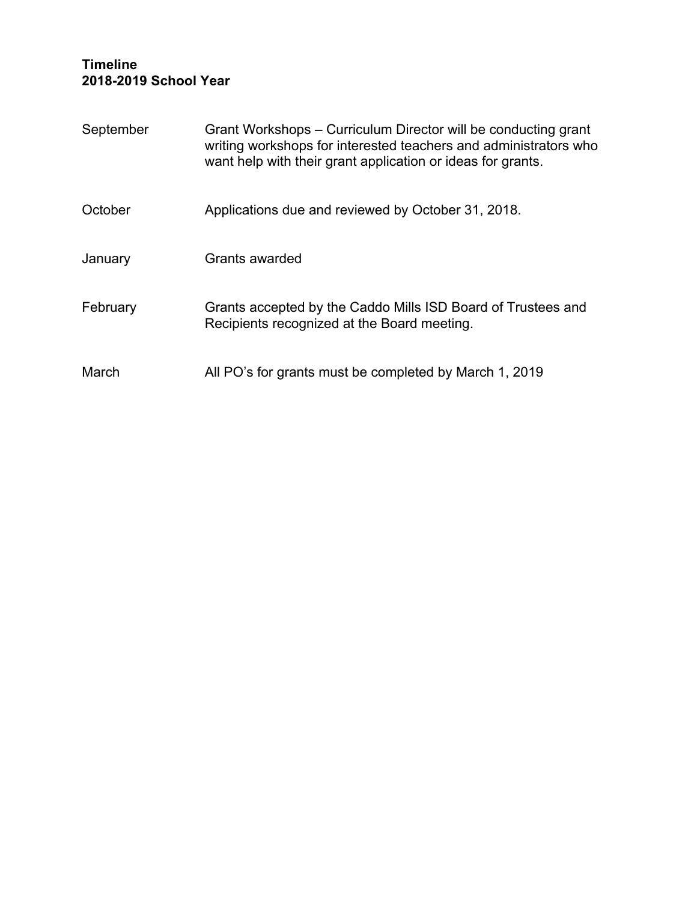**Timeline**
**2018-2019 School Year**

| | |
|---|---|
| September | Grant Workshops – Curriculum Director will be conducting grant writing workshops for interested teachers and administrators who want help with their grant application or ideas for grants. |
| October | Applications due and reviewed by October 31, 2018. |
| January | Grants awarded |
| February | Grants accepted by the Caddo Mills ISD Board of Trustees and Recipients recognized at the Board meeting. |
| March | All PO's for grants must be completed by March 1, 2019 |